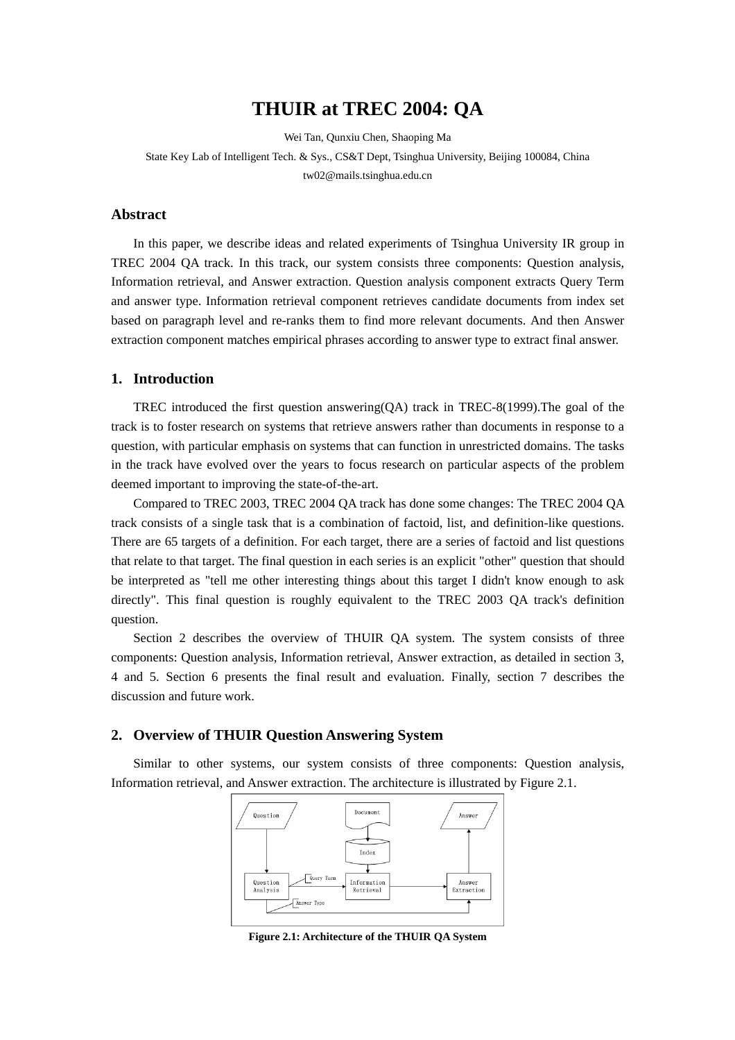// THUIR at TREC 2004: QA

Wei Tan, Qunxiu Chen, Shaoping Ma

State Key Lab of Intelligent Tech. & Sys., CS&T Dept, Tsinghua University, Beijing 100084, China

tw02@mails.tsinghua.edu.cn

## Abstract

In this paper, we describe ideas and related experiments of Tsinghua University IR group in TREC 2004 QA track. In this track, our system consists three components: Question analysis, Information retrieval, and Answer extraction. Question analysis component extracts Query Term and answer type. Information retrieval component retrieves candidate documents from index set based on paragraph level and re-ranks them to find more relevant documents. And then Answer extraction component matches empirical phrases according to answer type to extract final answer.

## 1. Introduction

TREC introduced the first question answering(QA) track in TREC-8(1999).The goal of the track is to foster research on systems that retrieve answers rather than documents in response to a question, with particular emphasis on systems that can function in unrestricted domains. The tasks in the track have evolved over the years to focus research on particular aspects of the problem deemed important to improving the state-of-the-art.

Compared to TREC 2003, TREC 2004 QA track has done some changes: The TREC 2004 QA track consists of a single task that is a combination of factoid, list, and definition-like questions. There are 65 targets of a definition. For each target, there are a series of factoid and list questions that relate to that target. The final question in each series is an explicit "other" question that should be interpreted as "tell me other interesting things about this target I didn't know enough to ask directly". This final question is roughly equivalent to the TREC 2003 QA track's definition question.

Section 2 describes the overview of THUIR QA system. The system consists of three components: Question analysis, Information retrieval, Answer extraction, as detailed in section 3, 4 and 5. Section 6 presents the final result and evaluation. Finally, section 7 describes the discussion and future work.

## 2. Overview of THUIR Question Answering System

Similar to other systems, our system consists of three components: Question analysis, Information retrieval, and Answer extraction. The architecture is illustrated by Figure 2.1.

**Figure 2.1: Architecture of the THUIR QA System**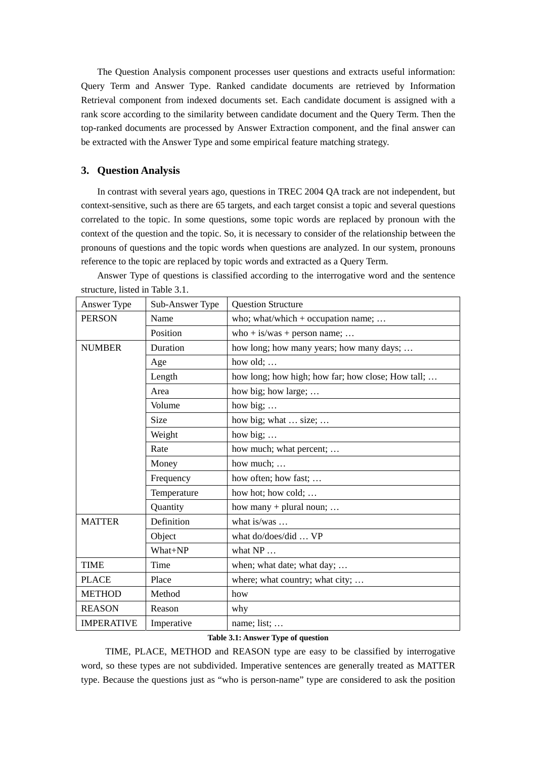The Question Analysis component processes user questions and extracts useful information: Query Term and Answer Type. Ranked candidate documents are retrieved by Information Retrieval component from indexed documents set. Each candidate document is assigned with a rank score according to the similarity between candidate document and the Query Term. Then the top-ranked documents are processed by Answer Extraction component, and the final answer can be extracted with the Answer Type and some empirical feature matching strategy.

## 3. Question Analysis

In contrast with several years ago, questions in TREC 2004 QA track are not independent, but context-sensitive, such as there are 65 targets, and each target consist a topic and several questions correlated to the topic. In some questions, some topic words are replaced by pronoun with the context of the question and the topic. So, it is necessary to consider of the relationship between the pronouns of questions and the topic words when questions are analyzed. In our system, pronouns reference to the topic are replaced by topic words and extracted as a Query Term.

Answer Type of questions is classified according to the interrogative word and the sentence structure, listed in Table 3.1.

| Answer Type | Sub-Answer Type | Question Structure |
|---|---|---|
| PERSON | Name | who; what/which + occupation name; … |
| | Position | who + is/was + person name; … |
| NUMBER | Duration | how long; how many years; how many days; … |
| | Age | how old; … |
| | Length | how long; how high; how far; how close; How tall; … |
| | Area | how big; how large; … |
| | Volume | how big; … |
| | Size | how big; what … size; … |
| | Weight | how big; … |
| | Rate | how much; what percent; … |
| | Money | how much; … |
| | Frequency | how often; how fast; … |
| | Temperature | how hot; how cold; … |
| | Quantity | how many + plural noun; … |
| MATTER | Definition | what is/was … |
| | Object | what do/does/did … VP |
| | What+NP | what NP … |
| TIME | Time | when; what date; what day; … |
| PLACE | Place | where; what country; what city; … |
| METHOD | Method | how |
| REASON | Reason | why |
| IMPERATIVE | Imperative | name; list; … |

**Table 3.1: Answer Type of question**

TIME, PLACE, METHOD and REASON type are easy to be classified by interrogative word, so these types are not subdivided. Imperative sentences are generally treated as MATTER type. Because the questions just as "who is person-name" type are considered to ask the position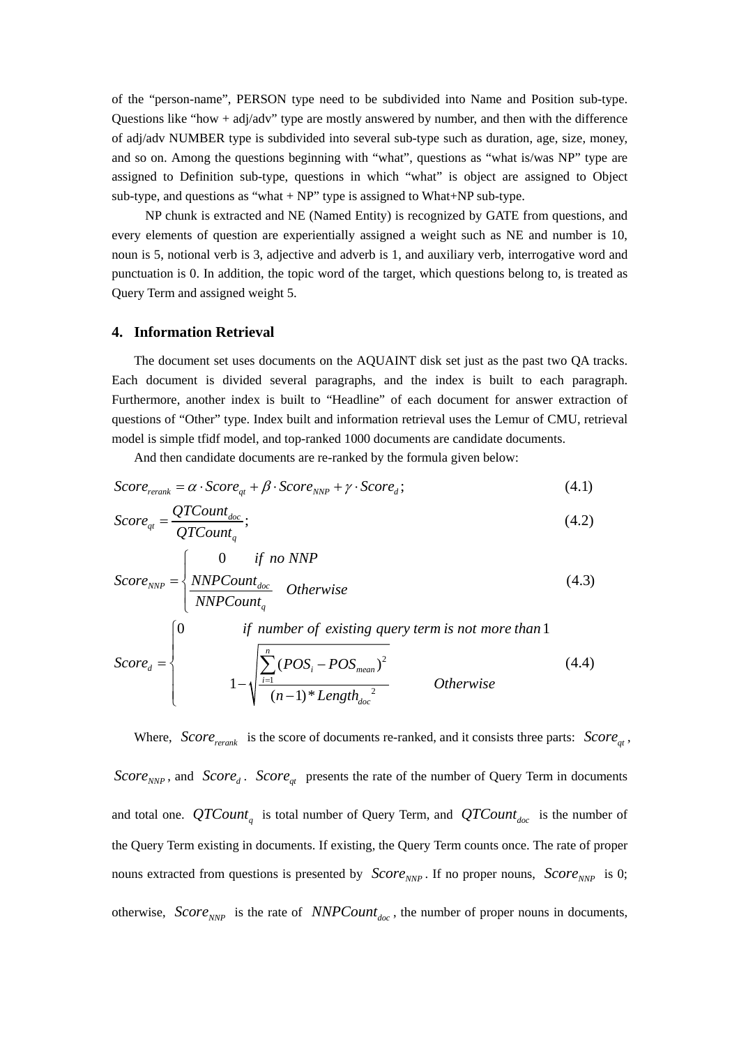of the "person-name", PERSON type need to be subdivided into Name and Position sub-type. Questions like "how + adj/adv" type are mostly answered by number, and then with the difference of adj/adv NUMBER type is subdivided into several sub-type such as duration, age, size, money, and so on. Among the questions beginning with "what", questions as "what is/was NP" type are assigned to Definition sub-type, questions in which "what" is object are assigned to Object sub-type, and questions as "what + NP" type is assigned to What+NP sub-type.

NP chunk is extracted and NE (Named Entity) is recognized by GATE from questions, and every elements of question are experientially assigned a weight such as NE and number is 10, noun is 5, notional verb is 3, adjective and adverb is 1, and auxiliary verb, interrogative word and punctuation is 0. In addition, the topic word of the target, which questions belong to, is treated as Query Term and assigned weight 5.

## 4. Information Retrieval

The document set uses documents on the AQUAINT disk set just as the past two QA tracks. Each document is divided several paragraphs, and the index is built to each paragraph. Furthermore, another index is built to "Headline" of each document for answer extraction of questions of "Other" type. Index built and information retrieval uses the Lemur of CMU, retrieval model is simple tfidf model, and top-ranked 1000 documents are candidate documents.

And then candidate documents are re-ranked by the formula given below:

$$Score_{rerank} = \alpha \cdot Score_{qt} + \beta \cdot Score_{NNP} + \gamma \cdot Score_{d}; \tag{4.1}$$

$$Score_{qt} = \frac{QTCount_{doc}}{QTCount_{q}}; \tag{4.2}$$

$$Score_{NNP} = \begin{cases} 0 & \text{if no NNP} \\ \dfrac{NNPCount_{doc}}{NNPCount_{q}} & \text{Otherwise} \end{cases} \tag{4.3}$$

$$Score_{d} = \begin{cases} 0 & \text{if number of existing query term is not more than } 1 \\ 1 - \sqrt{\dfrac{\sum_{i=1}^{n}(POS_i - POS_{mean})^2}{(n-1) * Length_{doc}^{\;2}}} & \text{Otherwise} \end{cases} \tag{4.4}$$

Where, $Score_{rerank}$ is the score of documents re-ranked, and it consists three parts: $Score_{qt}$, $Score_{NNP}$, and $Score_{d}$. $Score_{qt}$ presents the rate of the number of Query Term in documents and total one. $QTCount_{q}$ is total number of Query Term, and $QTCount_{doc}$ is the number of the Query Term existing in documents. If existing, the Query Term counts once. The rate of proper nouns extracted from questions is presented by $Score_{NNP}$. If no proper nouns, $Score_{NNP}$ is 0; otherwise, $Score_{NNP}$ is the rate of $NNPCount_{doc}$, the number of proper nouns in documents,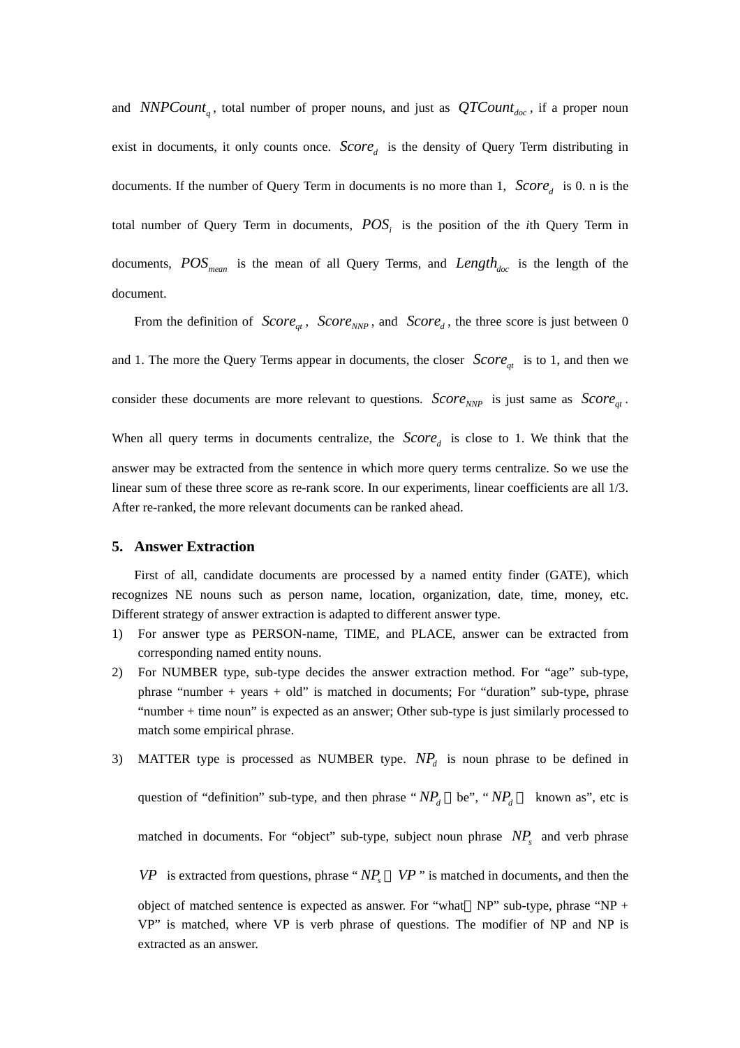and $NNPCount_q$, total number of proper nouns, and just as $QTCount_{doc}$, if a proper noun exist in documents, it only counts once. $Score_d$ is the density of Query Term distributing in documents. If the number of Query Term in documents is no more than 1, $Score_d$ is 0. n is the total number of Query Term in documents, $POS_i$ is the position of the *i*th Query Term in documents, $POS_{mean}$ is the mean of all Query Terms, and $Length_{doc}$ is the length of the document.

From the definition of $Score_{qt}$, $Score_{NNP}$, and $Score_d$, the three score is just between 0 and 1. The more the Query Terms appear in documents, the closer $Score_{qt}$ is to 1, and then we consider these documents are more relevant to questions. $Score_{NNP}$ is just same as $Score_{qt}$. When all query terms in documents centralize, the $Score_d$ is close to 1. We think that the answer may be extracted from the sentence in which more query terms centralize. So we use the linear sum of these three score as re-rank score. In our experiments, linear coefficients are all 1/3. After re-ranked, the more relevant documents can be ranked ahead.

## 5. Answer Extraction

First of all, candidate documents are processed by a named entity finder (GATE), which recognizes NE nouns such as person name, location, organization, date, time, money, etc. Different strategy of answer extraction is adapted to different answer type.

1) For answer type as PERSON-name, TIME, and PLACE, answer can be extracted from corresponding named entity nouns.
2) For NUMBER type, sub-type decides the answer extraction method. For "age" sub-type, phrase "number + years + old" is matched in documents; For "duration" sub-type, phrase "number + time noun" is expected as an answer; Other sub-type is just similarly processed to match some empirical phrase.
3) MATTER type is processed as NUMBER type. $NP_d$ is noun phrase to be defined in question of "definition" sub-type, and then phrase "$NP_d$ + be", "$NP_d$ + known as", etc is matched in documents. For "object" sub-type, subject noun phrase $NP_s$ and verb phrase $VP$ is extracted from questions, phrase "$NP_s$ + $VP$" is matched in documents, and then the object of matched sentence is expected as answer. For "what + NP" sub-type, phrase "NP + VP" is matched, where VP is verb phrase of questions. The modifier of NP and NP is extracted as an answer.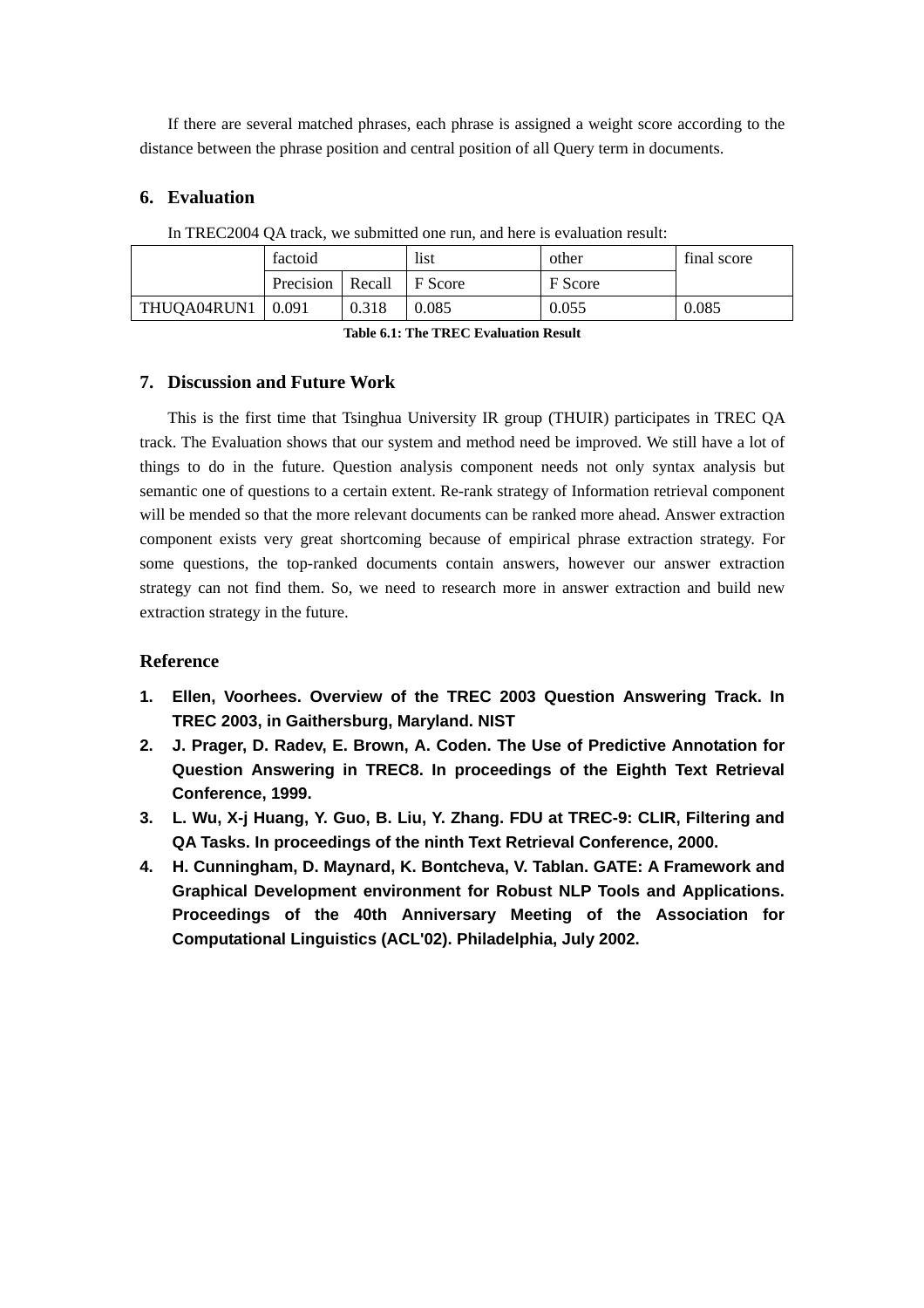If there are several matched phrases, each phrase is assigned a weight score according to the distance between the phrase position and central position of all Query term in documents.

## 6. Evaluation

In TREC2004 QA track, we submitted one run, and here is evaluation result:

| | factoid | | list | other | final score |
|---|---|---|---|---|---|
| | Precision | Recall | F Score | F Score | |
| THUQA04RUN1 | 0.091 | 0.318 | 0.085 | 0.055 | 0.085 |

**Table 6.1: The TREC Evaluation Result**

## 7. Discussion and Future Work

This is the first time that Tsinghua University IR group (THUIR) participates in TREC QA track. The Evaluation shows that our system and method need be improved. We still have a lot of things to do in the future. Question analysis component needs not only syntax analysis but semantic one of questions to a certain extent. Re-rank strategy of Information retrieval component will be mended so that the more relevant documents can be ranked more ahead. Answer extraction component exists very great shortcoming because of empirical phrase extraction strategy. For some questions, the top-ranked documents contain answers, however our answer extraction strategy can not find them. So, we need to research more in answer extraction and build new extraction strategy in the future.

## Reference

1. **Ellen, Voorhees. Overview of the TREC 2003 Question Answering Track. In TREC 2003, in Gaithersburg, Maryland. NIST**
2. **J. Prager, D. Radev, E. Brown, A. Coden. The Use of Predictive Annotation for Question Answering in TREC8. In proceedings of the Eighth Text Retrieval Conference, 1999.**
3. **L. Wu, X-j Huang, Y. Guo, B. Liu, Y. Zhang. FDU at TREC-9: CLIR, Filtering and QA Tasks. In proceedings of the ninth Text Retrieval Conference, 2000.**
4. **H. Cunningham, D. Maynard, K. Bontcheva, V. Tablan. GATE: A Framework and Graphical Development environment for Robust NLP Tools and Applications. Proceedings of the 40th Anniversary Meeting of the Association for Computational Linguistics (ACL'02). Philadelphia, July 2002.**